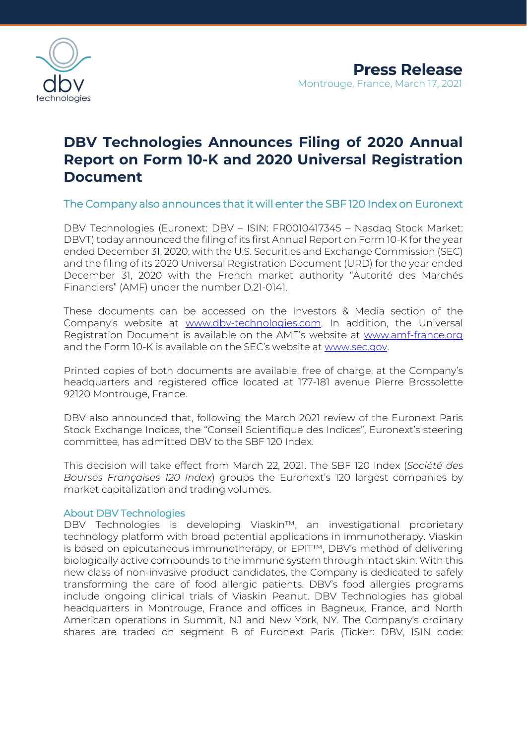**Press Release**

Montrouge, France, March 17, 2021

# DBV Technologies Announces Filing of 2020 Annual Report on Form 10-K and 2020 Universal Registration Document

## The Company also announces that it will enter the SBF 120 Index on Euronext

DBV Technologies (Euronext: DBV – ISIN: FR0010417345 – Nasdaq Stock Market: DBVT) today announced the filing of its first Annual Report on Form 10-K for the year ended December 31, 2020, with the U.S. Securities and Exchange Commission (SEC) and the filing of its 2020 Universal Registration Document (URD) for the year ended December 31, 2020 with the French market authority "Autorité des Marchés Financiers" (AMF) under the number D.21-0141.

These documents can be accessed on the Investors & Media section of the Company's website at [www.dbv-technologies.com](www.dbv-technologies.com). In addition, the Universal Registration Document is available on the AMF's website at [www.amf-france.org](www.amf-france.org) and the Form 10-K is available on the SEC's website at [www.sec.gov](www.sec.gov).

Printed copies of both documents are available, free of charge, at the Company's headquarters and registered office located at 177-181 avenue Pierre Brossolette 92120 Montrouge, France.

DBV also announced that, following the March 2021 review of the Euronext Paris Stock Exchange Indices, the "Conseil Scientifique des Indices", Euronext's steering committee, has admitted DBV to the SBF 120 Index.

This decision will take effect from March 22, 2021. The SBF 120 Index (*Société des Bourses Françaises 120 Index*) groups the Euronext's 120 largest companies by market capitalization and trading volumes.

### About DBV Technologies

DBV Technologies is developing Viaskin™, an investigational proprietary technology platform with broad potential applications in immunotherapy. Viaskin is based on epicutaneous immunotherapy, or EPIT™, DBV's method of delivering biologically active compounds to the immune system through intact skin. With this new class of non-invasive product candidates, the Company is dedicated to safely transforming the care of food allergic patients. DBV's food allergies programs include ongoing clinical trials of Viaskin Peanut. DBV Technologies has global headquarters in Montrouge, France and offices in Bagneux, France, and North American operations in Summit, NJ and New York, NY. The Company's ordinary shares are traded on segment B of Euronext Paris (Ticker: DBV, ISIN code: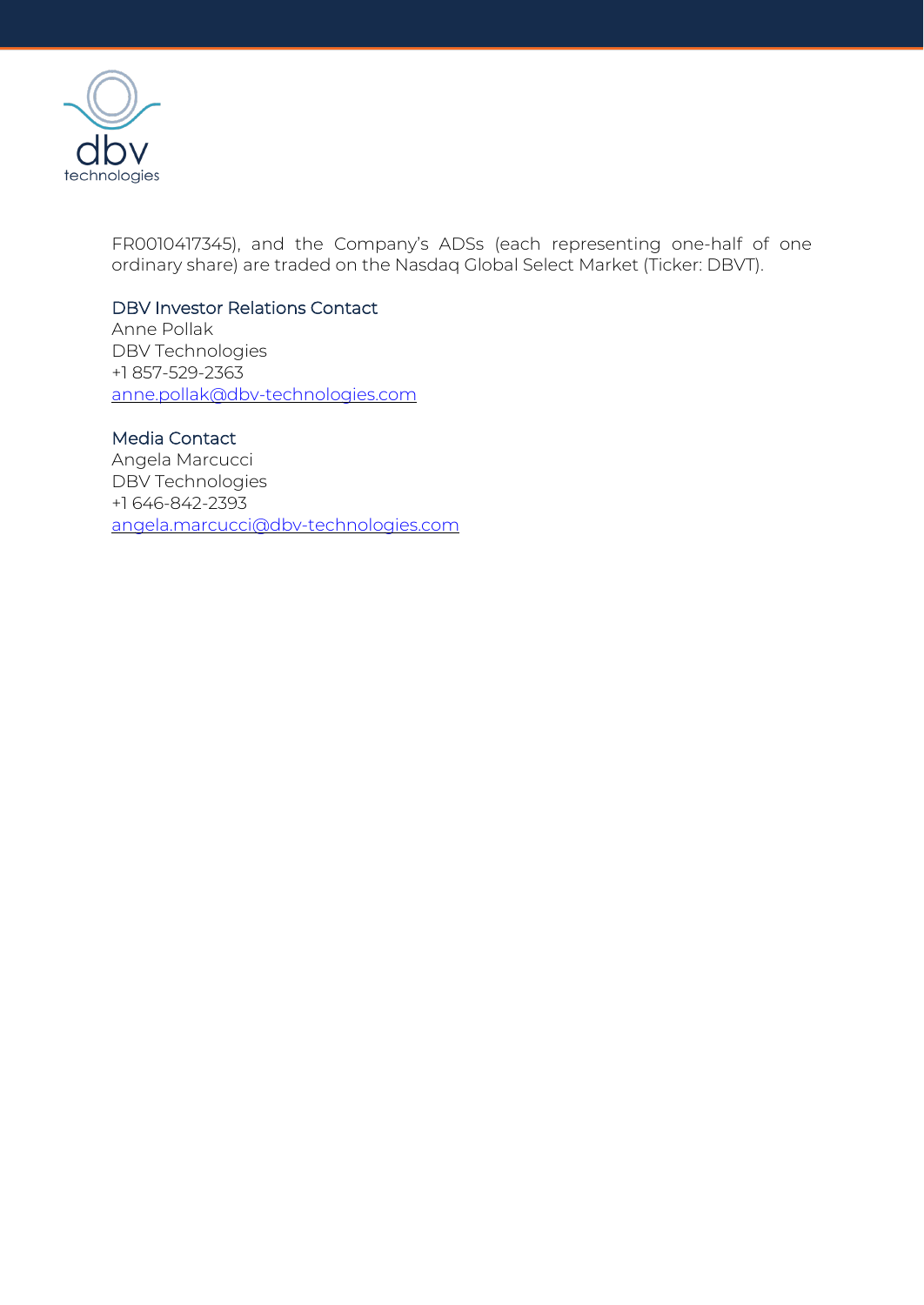FR0010417345), and the Company's ADSs (each representing one-half of one ordinary share) are traded on the Nasdaq Global Select Market (Ticker: DBVT).

**DBV Investor Relations Contact**
Anne Pollak
DBV Technologies
+1 857-529-2363
anne.pollak@dbv-technologies.com

**Media Contact**
Angela Marcucci
DBV Technologies
+1 646-842-2393
angela.marcucci@dbv-technologies.com